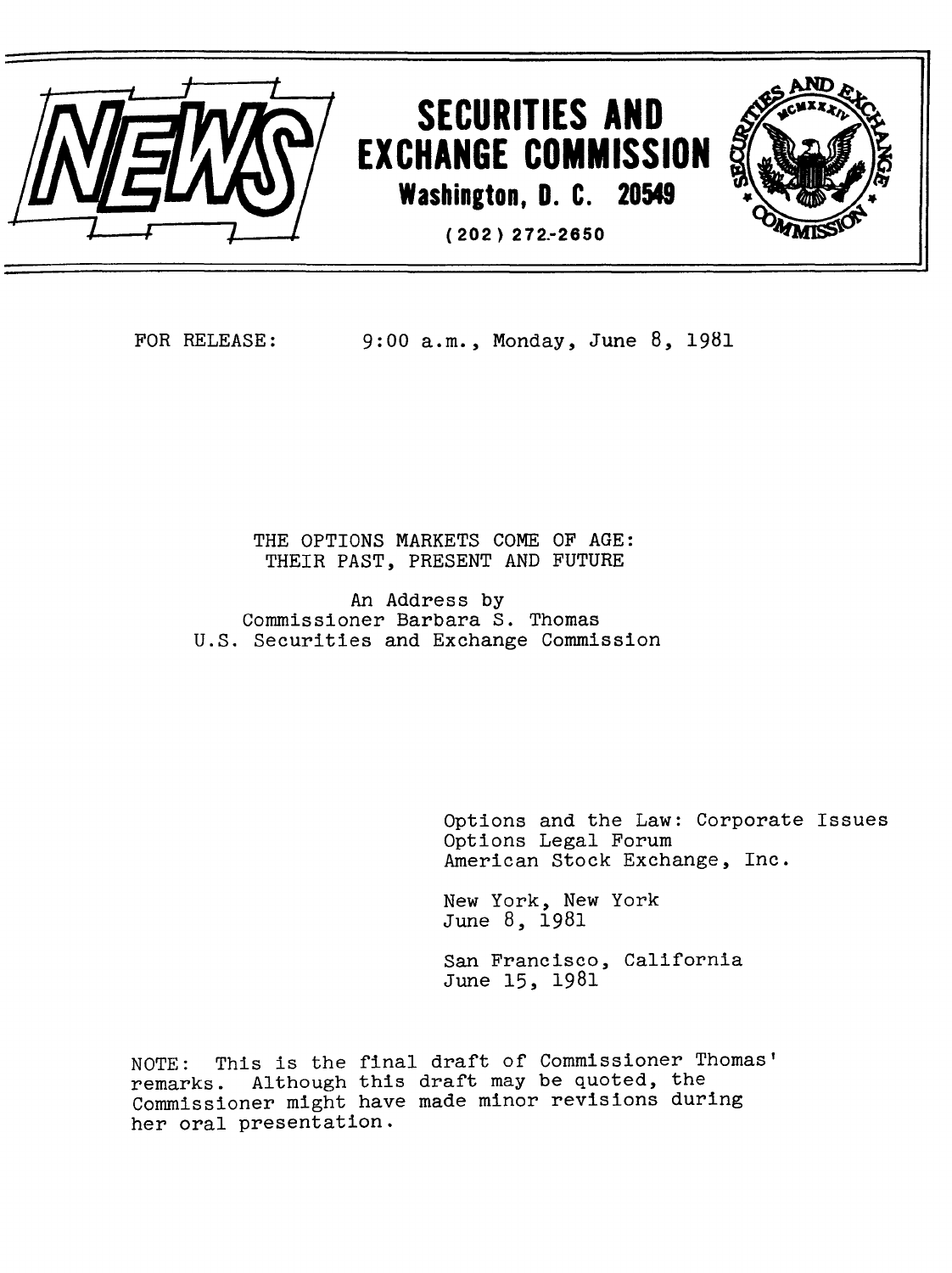# NEWS

## SECURITIES AND EXCHANGE COMMISSION

**Washington, D. C. 20549**

**(202) 272-2650**

FOR RELEASE: 9:00 a.m., Monday, June 8, 1981

THE OPTIONS MARKETS COME OF AGE:
THEIR PAST, PRESENT AND FUTURE

An Address by
Commissioner Barbara S. Thomas
U.S. Securities and Exchange Commission

Options and the Law: Corporate Issues
Options Legal Forum
American Stock Exchange, Inc.

New York, New York
June 8, 1981

San Francisco, California
June 15, 1981

NOTE: This is the final draft of Commissioner Thomas' remarks. Although this draft may be quoted, the Commissioner might have made minor revisions during her oral presentation.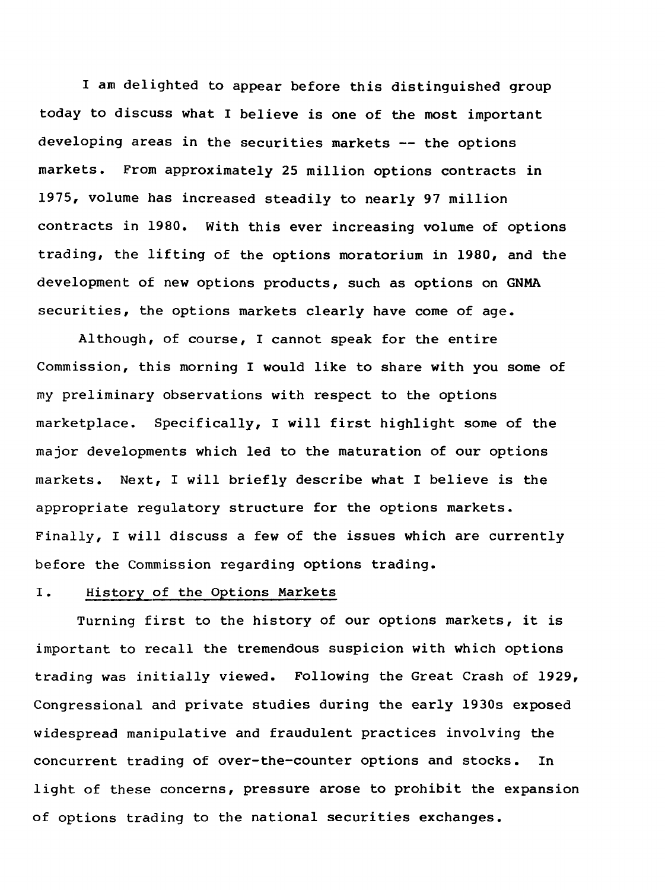I am delighted to appear before this distinguished group today to discuss what I believe is one of the most important developing areas in the securities markets -- the options markets. From approximately 25 million options contracts in 1975, volume has increased steadily to nearly 97 million contracts in 1980. With this ever increasing volume of options trading, the lifting of the options moratorium in 1980, and the development of new options products, such as options on GNMA securities, the options markets clearly have come of age.

Although, of course, I cannot speak for the entire Commission, this morning I would like to share with you some of my preliminary observations with respect to the options marketplace. Specifically, I will first highlight some of the major developments which led to the maturation of our options markets. Next, I will briefly describe what I believe is the appropriate regulatory structure for the options markets. Finally, I will discuss a few of the issues which are currently before the Commission regarding options trading.

## I. History of the Options Markets

Turning first to the history of our options markets, it is important to recall the tremendous suspicion with which options trading was initially viewed. Following the Great Crash of 1929, Congressional and private studies during the early 1930s exposed widespread manipulative and fraudulent practices involving the concurrent trading of over-the-counter options and stocks. In light of these concerns, pressure arose to prohibit the expansion of options trading to the national securities exchanges.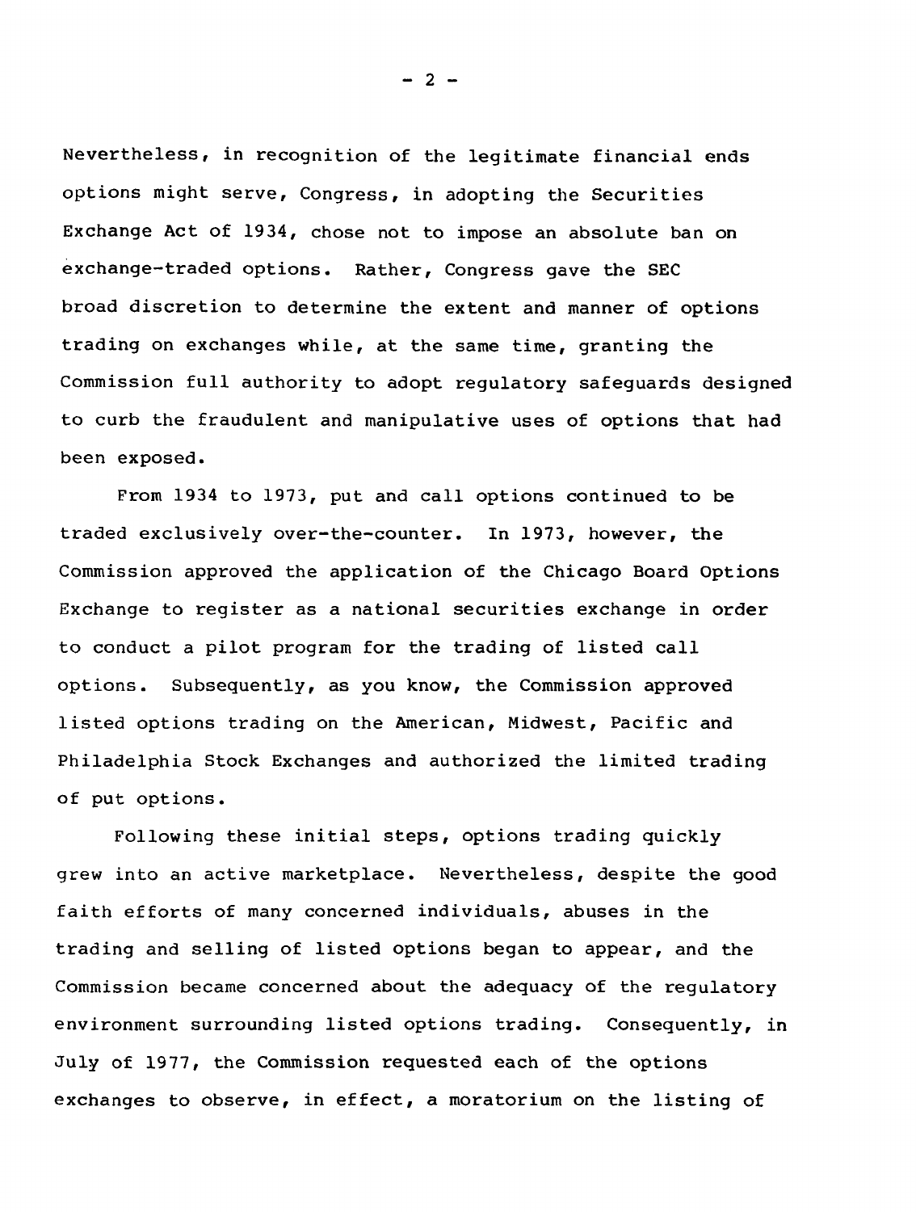Nevertheless, in recognition of the legitimate financial ends options might serve, Congress, in adopting the Securities Exchange Act of 1934, chose not to impose an absolute ban on exchange-traded options. Rather, Congress gave the SEC broad discretion to determine the extent and manner of options trading on exchanges while, at the same time, granting the Commission full authority to adopt regulatory safeguards designed to curb the fraudulent and manipulative uses of options that had been exposed.

From 1934 to 1973, put and call options continued to be traded exclusively over-the-counter. In 1973, however, the Commission approved the application of the Chicago Board Options Exchange to register as a national securities exchange in order to conduct a pilot program for the trading of listed call options. Subsequently, as you know, the Commission approved listed options trading on the American, Midwest, Pacific and Philadelphia Stock Exchanges and authorized the limited trading of put options.

Following these initial steps, options trading quickly grew into an active marketplace. Nevertheless, despite the good faith efforts of many concerned individuals, abuses in the trading and selling of listed options began to appear, and the Commission became concerned about the adequacy of the regulatory environment surrounding listed options trading. Consequently, in July of 1977, the Commission requested each of the options exchanges to observe, in effect, a moratorium on the listing of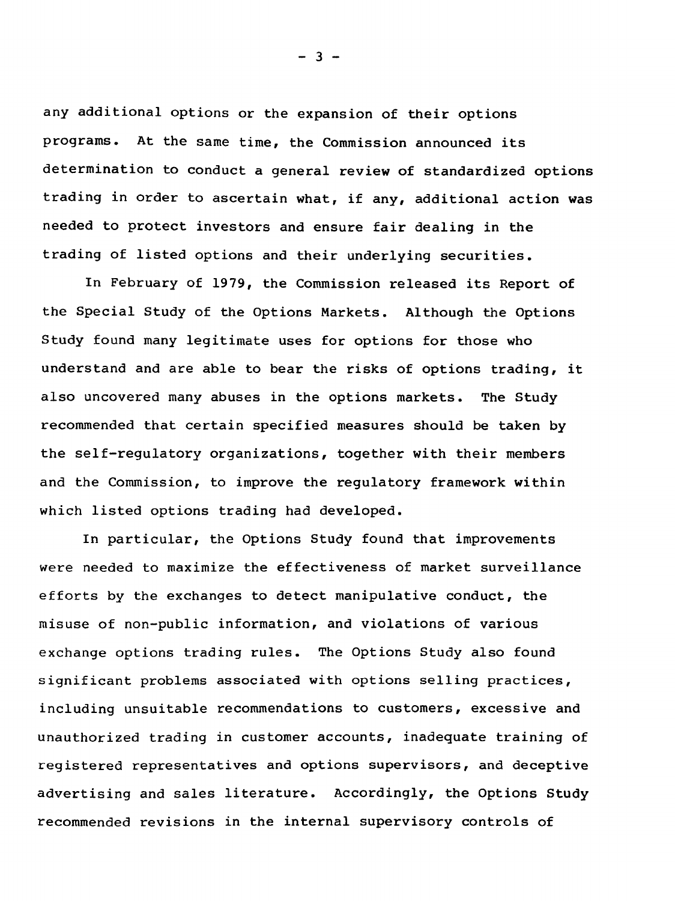any additional options or the expansion of their options programs. At the same time, the Commission announced its determination to conduct a general review of standardized options trading in order to ascertain what, if any, additional action was needed to protect investors and ensure fair dealing in the trading of listed options and their underlying securities.

In February of 1979, the Commission released its Report of the Special Study of the Options Markets. Although the Options Study found many legitimate uses for options for those who understand and are able to bear the risks of options trading, it also uncovered many abuses in the options markets. The Study recommended that certain specified measures should be taken by the self-regulatory organizations, together with their members and the Commission, to improve the regulatory framework within which listed options trading had developed.

In particular, the Options Study found that improvements were needed to maximize the effectiveness of market surveillance efforts by the exchanges to detect manipulative conduct, the misuse of non-public information, and violations of various exchange options trading rules. The Options Study also found significant problems associated with options selling practices, including unsuitable recommendations to customers, excessive and unauthorized trading in customer accounts, inadequate training of registered representatives and options supervisors, and deceptive advertising and sales literature. Accordingly, the Options Study recommended revisions in the internal supervisory controls of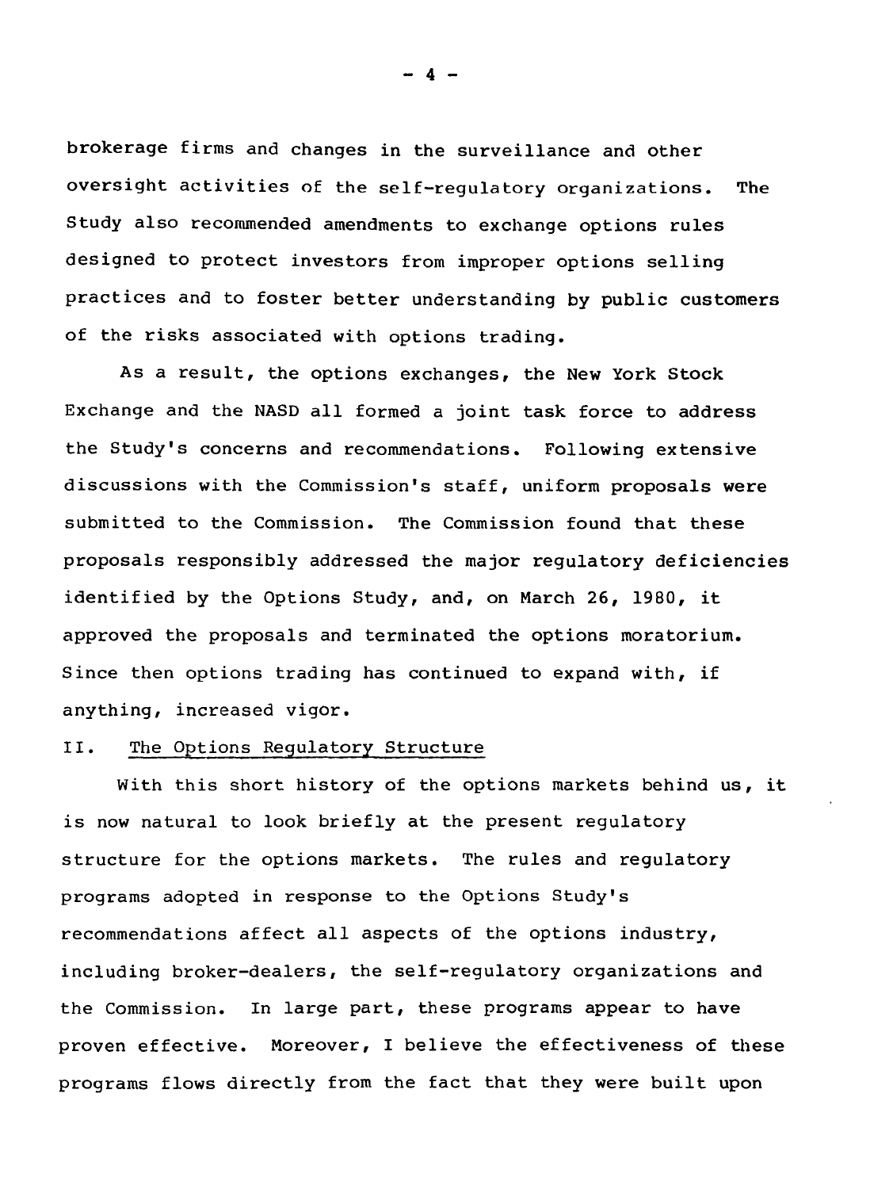brokerage firms and changes in the surveillance and other oversight activities of the self-regulatory organizations. The Study also recommended amendments to exchange options rules designed to protect investors from improper options selling practices and to foster better understanding by public customers of the risks associated with options trading.

As a result, the options exchanges, the New York Stock Exchange and the NASD all formed a joint task force to address the Study's concerns and recommendations. Following extensive discussions with the Commission's staff, uniform proposals were submitted to the Commission. The Commission found that these proposals responsibly addressed the major regulatory deficiencies identified by the Options Study, and, on March 26, 1980, it approved the proposals and terminated the options moratorium. Since then options trading has continued to expand with, if anything, increased vigor.

## II. The Options Regulatory Structure

With this short history of the options markets behind us, it is now natural to look briefly at the present regulatory structure for the options markets. The rules and regulatory programs adopted in response to the Options Study's recommendations affect all aspects of the options industry, including broker-dealers, the self-regulatory organizations and the Commission. In large part, these programs appear to have proven effective. Moreover, I believe the effectiveness of these programs flows directly from the fact that they were built upon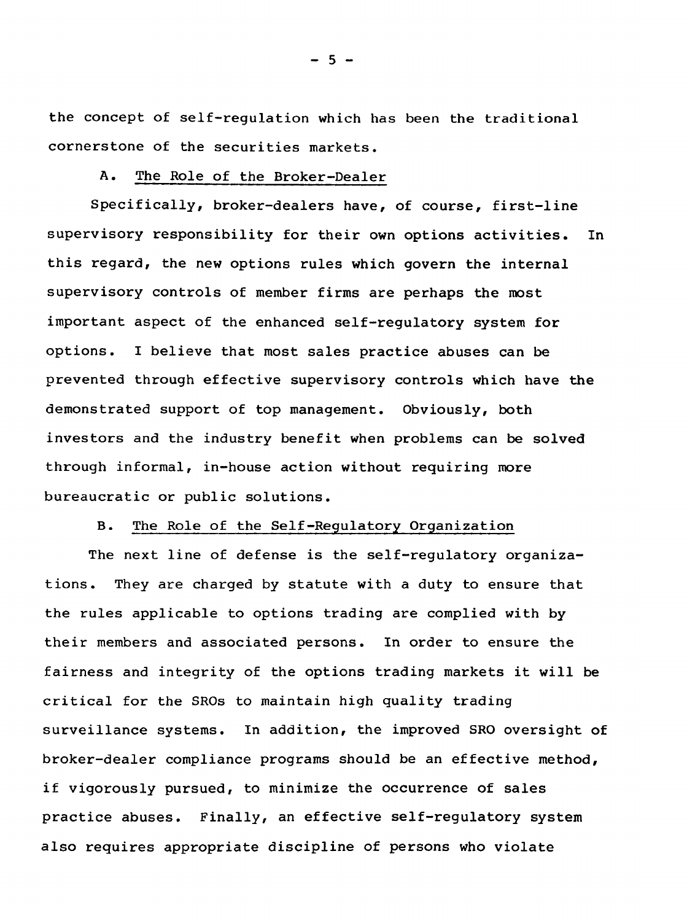the concept of self-regulation which has been the traditional cornerstone of the securities markets.

### A. The Role of the Broker-Dealer

Specifically, broker-dealers have, of course, first-line supervisory responsibility for their own options activities. In this regard, the new options rules which govern the internal supervisory controls of member firms are perhaps the most important aspect of the enhanced self-regulatory system for options. I believe that most sales practice abuses can be prevented through effective supervisory controls which have the demonstrated support of top management. Obviously, both investors and the industry benefit when problems can be solved through informal, in-house action without requiring more bureaucratic or public solutions.

### B. The Role of the Self-Regulatory Organization

The next line of defense is the self-regulatory organizations. They are charged by statute with a duty to ensure that the rules applicable to options trading are complied with by their members and associated persons. In order to ensure the fairness and integrity of the options trading markets it will be critical for the SROs to maintain high quality trading surveillance systems. In addition, the improved SRO oversight of broker-dealer compliance programs should be an effective method, if vigorously pursued, to minimize the occurrence of sales practice abuses. Finally, an effective self-regulatory system also requires appropriate discipline of persons who violate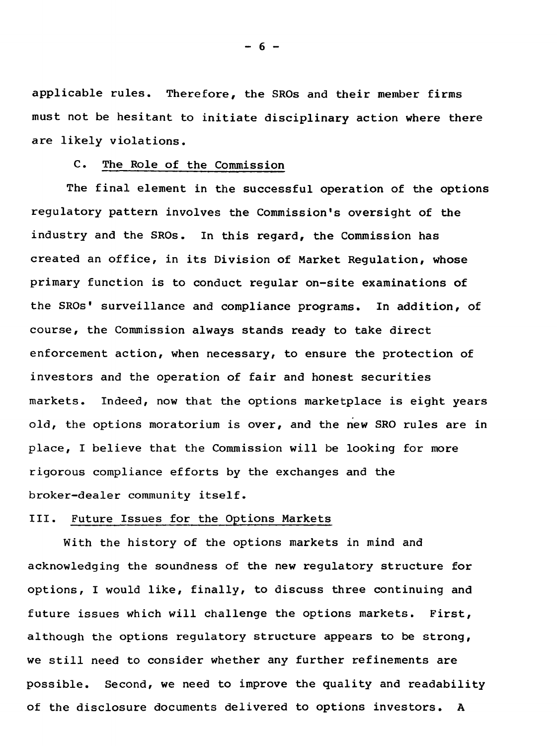applicable rules. Therefore, the SROs and their member firms must not be hesitant to initiate disciplinary action where there are likely violations.

### C. The Role of the Commission

The final element in the successful operation of the options regulatory pattern involves the Commission's oversight of the industry and the SROs. In this regard, the Commission has created an office, in its Division of Market Regulation, whose primary function is to conduct regular on-site examinations of the SROs' surveillance and compliance programs. In addition, of course, the Commission always stands ready to take direct enforcement action, when necessary, to ensure the protection of investors and the operation of fair and honest securities markets. Indeed, now that the options marketplace is eight years old, the options moratorium is over, and the new SRO rules are in place, I believe that the Commission will be looking for more rigorous compliance efforts by the exchanges and the broker-dealer community itself.

## III. Future Issues for the Options Markets

With the history of the options markets in mind and acknowledging the soundness of the new regulatory structure for options, I would like, finally, to discuss three continuing and future issues which will challenge the options markets. First, although the options regulatory structure appears to be strong, we still need to consider whether any further refinements are possible. Second, we need to improve the quality and readability of the disclosure documents delivered to options investors. A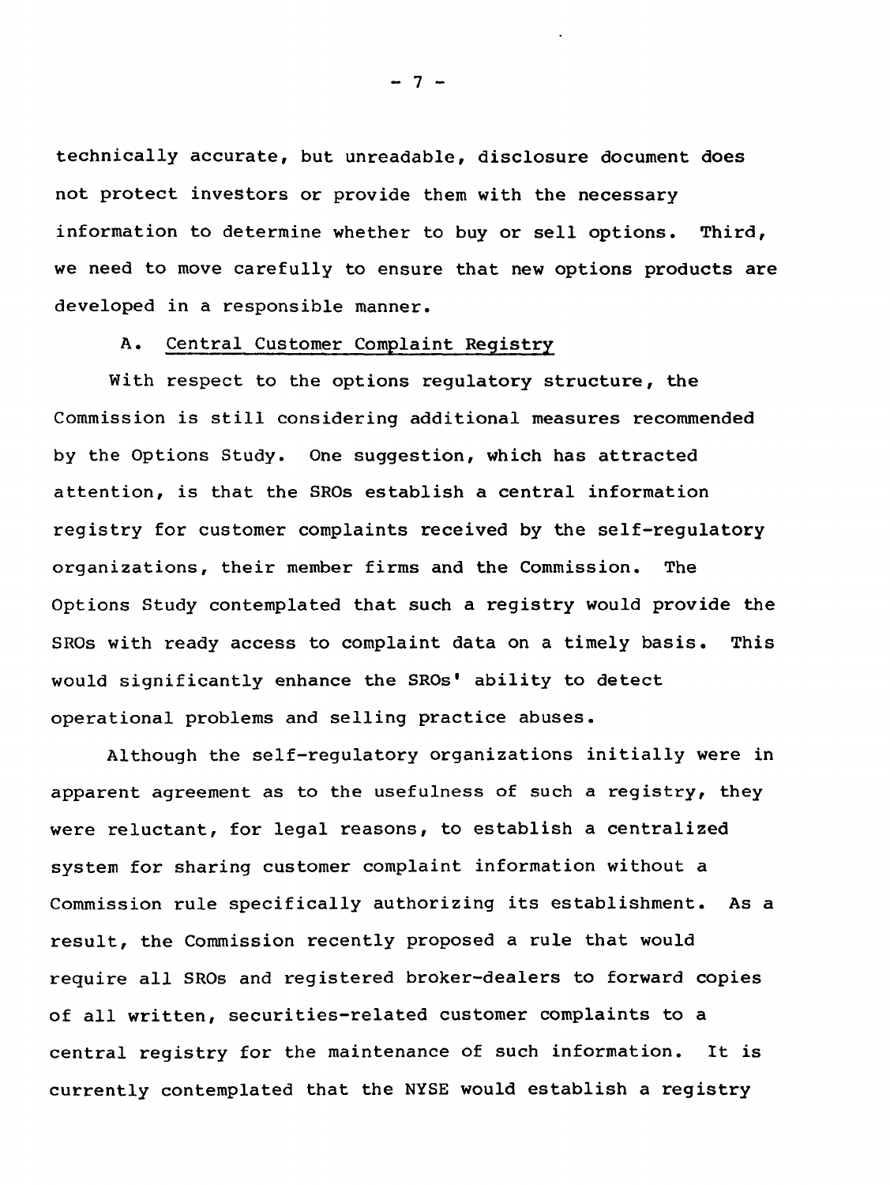technically accurate, but unreadable, disclosure document does not protect investors or provide them with the necessary information to determine whether to buy or sell options. Third, we need to move carefully to ensure that new options products are developed in a responsible manner.

### A. Central Customer Complaint Registry

With respect to the options regulatory structure, the Commission is still considering additional measures recommended by the Options Study. One suggestion, which has attracted attention, is that the SROs establish a central information registry for customer complaints received by the self-regulatory organizations, their member firms and the Commission. The Options Study contemplated that such a registry would provide the SROs with ready access to complaint data on a timely basis. This would significantly enhance the SROs' ability to detect operational problems and selling practice abuses.

Although the self-regulatory organizations initially were in apparent agreement as to the usefulness of such a registry, they were reluctant, for legal reasons, to establish a centralized system for sharing customer complaint information without a Commission rule specifically authorizing its establishment. As a result, the Commission recently proposed a rule that would require all SROs and registered broker-dealers to forward copies of all written, securities-related customer complaints to a central registry for the maintenance of such information. It is currently contemplated that the NYSE would establish a registry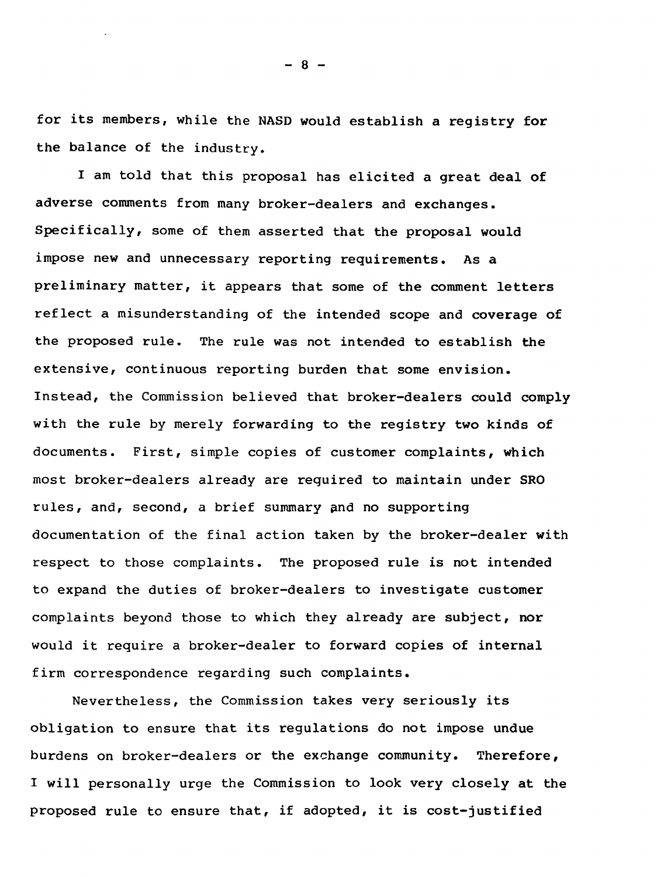for its members, while the NASD would establish a registry for the balance of the industry.

I am told that this proposal has elicited a great deal of adverse comments from many broker-dealers and exchanges. Specifically, some of them asserted that the proposal would impose new and unnecessary reporting requirements. As a preliminary matter, it appears that some of the comment letters reflect a misunderstanding of the intended scope and coverage of the proposed rule. The rule was not intended to establish the extensive, continuous reporting burden that some envision. Instead, the Commission believed that broker-dealers could comply with the rule by merely forwarding to the registry two kinds of documents. First, simple copies of customer complaints, which most broker-dealers already are required to maintain under SRO rules, and, second, a brief summary and no supporting documentation of the final action taken by the broker-dealer with respect to those complaints. The proposed rule is not intended to expand the duties of broker-dealers to investigate customer complaints beyond those to which they already are subject, nor would it require a broker-dealer to forward copies of internal firm correspondence regarding such complaints.

Nevertheless, the Commission takes very seriously its obligation to ensure that its regulations do not impose undue burdens on broker-dealers or the exchange community. Therefore, I will personally urge the Commission to look very closely at the proposed rule to ensure that, if adopted, it is cost-justified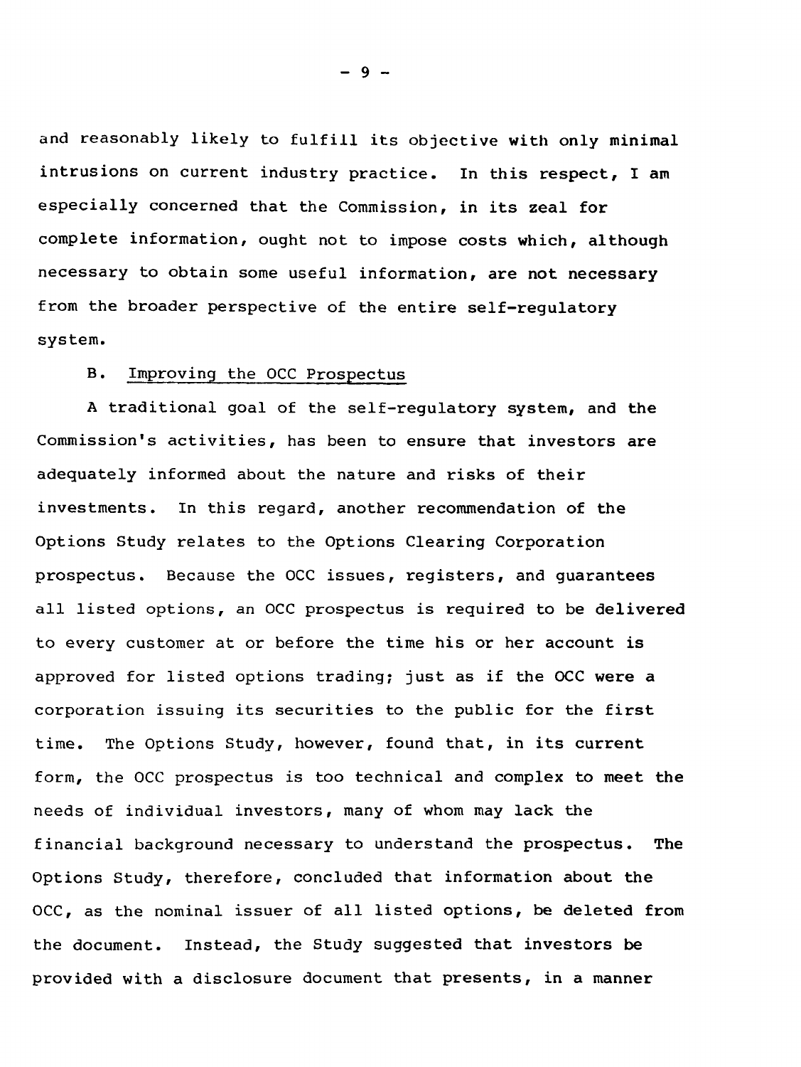and reasonably likely to fulfill its objective with only minimal intrusions on current industry practice. In this respect, I am especially concerned that the Commission, in its zeal for complete information, ought not to impose costs which, although necessary to obtain some useful information, are not necessary from the broader perspective of the entire self-regulatory system.

B. Improving the OCC Prospectus

A traditional goal of the self-regulatory system, and the Commission's activities, has been to ensure that investors are adequately informed about the nature and risks of their investments. In this regard, another recommendation of the Options Study relates to the Options Clearing Corporation prospectus. Because the OCC issues, registers, and guarantees all listed options, an OCC prospectus is required to be delivered to every customer at or before the time his or her account is approved for listed options trading; just as if the OCC were a corporation issuing its securities to the public for the first time. The Options Study, however, found that, in its current form, the OCC prospectus is too technical and complex to meet the needs of individual investors, many of whom may lack the financial background necessary to understand the prospectus. The Options Study, therefore, concluded that information about the OCC, as the nominal issuer of all listed options, be deleted from the document. Instead, the Study suggested that investors be provided with a disclosure document that presents, in a manner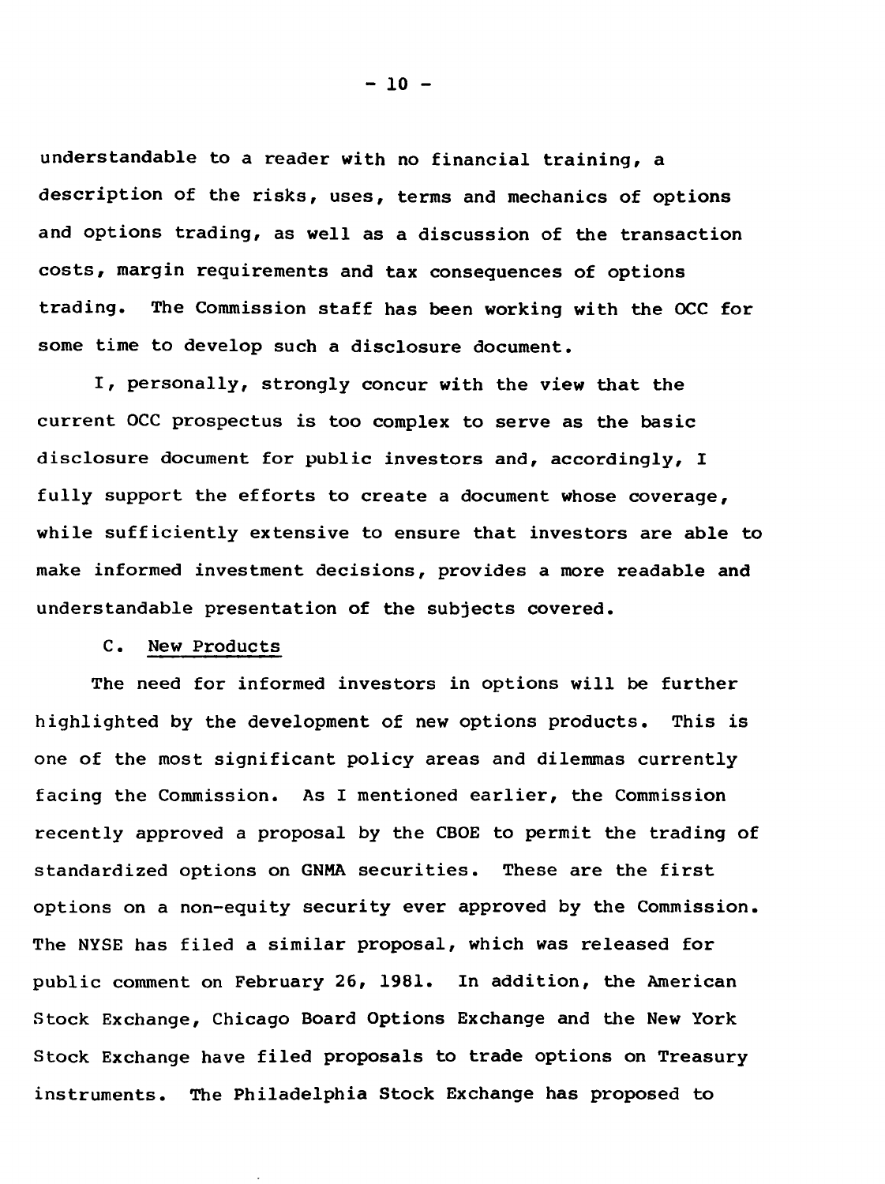understandable to a reader with no financial training, a description of the risks, uses, terms and mechanics of options and options trading, as well as a discussion of the transaction costs, margin requirements and tax consequences of options trading. The Commission staff has been working with the OCC for some time to develop such a disclosure document.

I, personally, strongly concur with the view that the current OCC prospectus is too complex to serve as the basic disclosure document for public investors and, accordingly, I fully support the efforts to create a document whose coverage, while sufficiently extensive to ensure that investors are able to make informed investment decisions, provides a more readable and understandable presentation of the subjects covered.

C. New Products

The need for informed investors in options will be further highlighted by the development of new options products. This is one of the most significant policy areas and dilemmas currently facing the Commission. As I mentioned earlier, the Commission recently approved a proposal by the CBOE to permit the trading of standardized options on GNMA securities. These are the first options on a non-equity security ever approved by the Commission. The NYSE has filed a similar proposal, which was released for public comment on February 26, 1981. In addition, the American Stock Exchange, Chicago Board Options Exchange and the New York Stock Exchange have filed proposals to trade options on Treasury instruments. The Philadelphia Stock Exchange has proposed to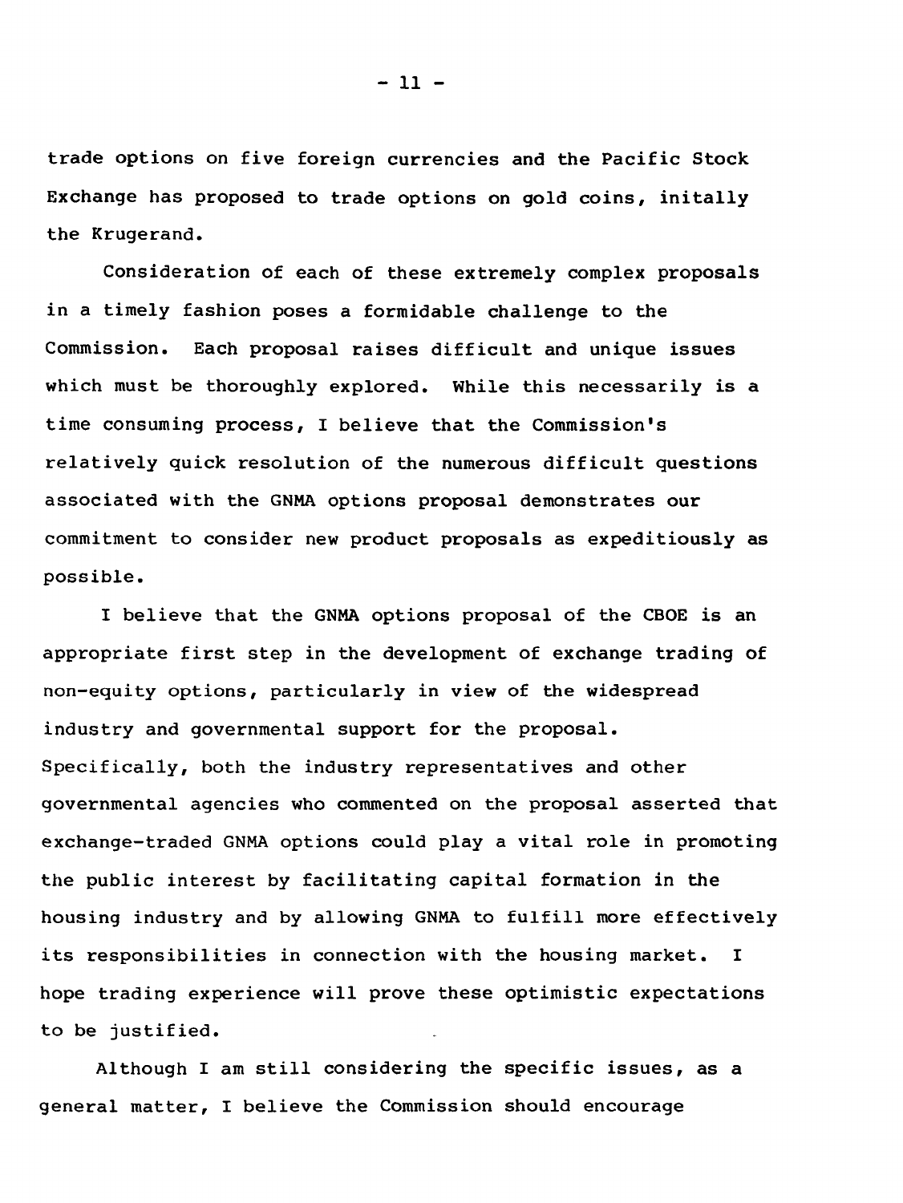trade options on five foreign currencies and the Pacific Stock Exchange has proposed to trade options on gold coins, initally the Krugerand.

Consideration of each of these extremely complex proposals in a timely fashion poses a formidable challenge to the Commission. Each proposal raises difficult and unique issues which must be thoroughly explored. While this necessarily is a time consuming process, I believe that the Commission's relatively quick resolution of the numerous difficult questions associated with the GNMA options proposal demonstrates our commitment to consider new product proposals as expeditiously as possible.

I believe that the GNMA options proposal of the CBOE is an appropriate first step in the development of exchange trading of non-equity options, particularly in view of the widespread industry and governmental support for the proposal. Specifically, both the industry representatives and other governmental agencies who commented on the proposal asserted that exchange-traded GNMA options could play a vital role in promoting the public interest by facilitating capital formation in the housing industry and by allowing GNMA to fulfill more effectively its responsibilities in connection with the housing market. I hope trading experience will prove these optimistic expectations to be justified.

Although I am still considering the specific issues, as a general matter, I believe the Commission should encourage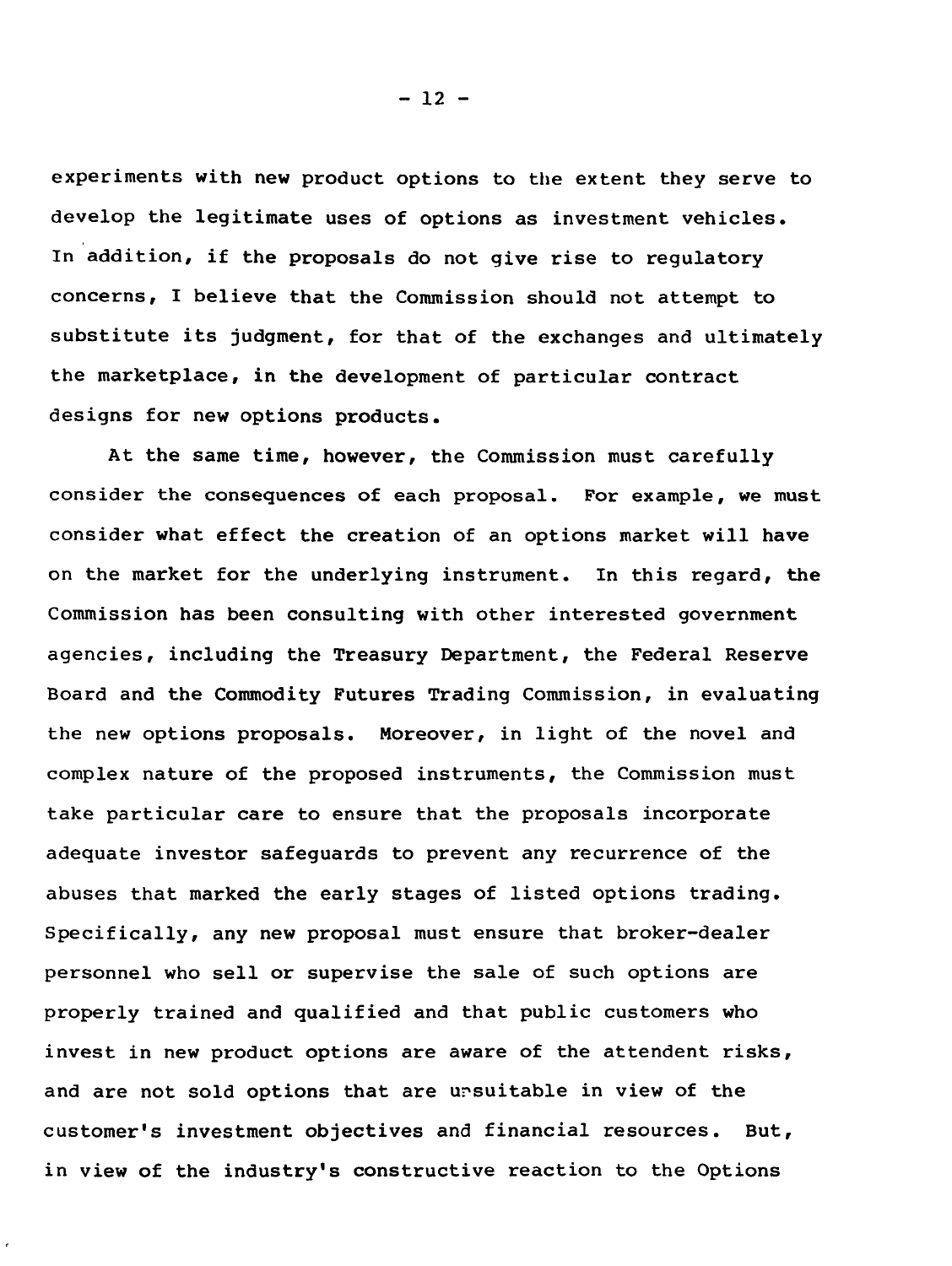experiments with new product options to the extent they serve to develop the legitimate uses of options as investment vehicles. In addition, if the proposals do not give rise to regulatory concerns, I believe that the Commission should not attempt to substitute its judgment, for that of the exchanges and ultimately the marketplace, in the development of particular contract designs for new options products.

At the same time, however, the Commission must carefully consider the consequences of each proposal. For example, we must consider what effect the creation of an options market will have on the market for the underlying instrument. In this regard, the Commission has been consulting with other interested government agencies, including the Treasury Department, the Federal Reserve Board and the Commodity Futures Trading Commission, in evaluating the new options proposals. Moreover, in light of the novel and complex nature of the proposed instruments, the Commission must take particular care to ensure that the proposals incorporate adequate investor safeguards to prevent any recurrence of the abuses that marked the early stages of listed options trading. Specifically, any new proposal must ensure that broker-dealer personnel who sell or supervise the sale of such options are properly trained and qualified and that public customers who invest in new product options are aware of the attendent risks, and are not sold options that are unsuitable in view of the customer's investment objectives and financial resources. But, in view of the industry's constructive reaction to the Options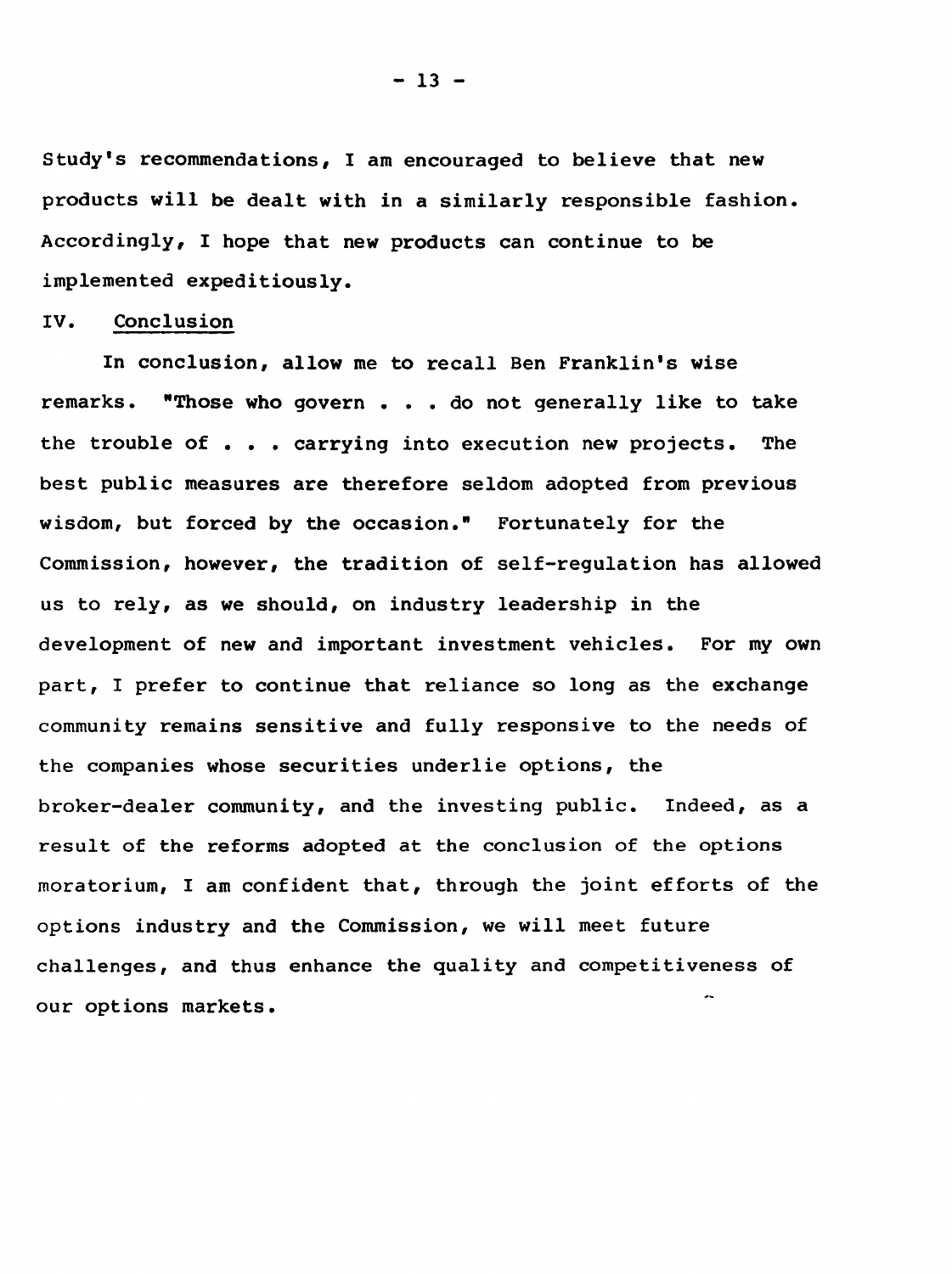Study's recommendations, I am encouraged to believe that new products will be dealt with in a similarly responsible fashion. Accordingly, I hope that new products can continue to be implemented expeditiously.

## IV. Conclusion

In conclusion, allow me to recall Ben Franklin's wise remarks. "Those who govern . . . do not generally like to take the trouble of . . . carrying into execution new projects. The best public measures are therefore seldom adopted from previous wisdom, but forced by the occasion." Fortunately for the Commission, however, the tradition of self-regulation has allowed us to rely, as we should, on industry leadership in the development of new and important investment vehicles. For my own part, I prefer to continue that reliance so long as the exchange community remains sensitive and fully responsive to the needs of the companies whose securities underlie options, the broker-dealer community, and the investing public. Indeed, as a result of the reforms adopted at the conclusion of the options moratorium, I am confident that, through the joint efforts of the options industry and the Commission, we will meet future challenges, and thus enhance the quality and competitiveness of our options markets.